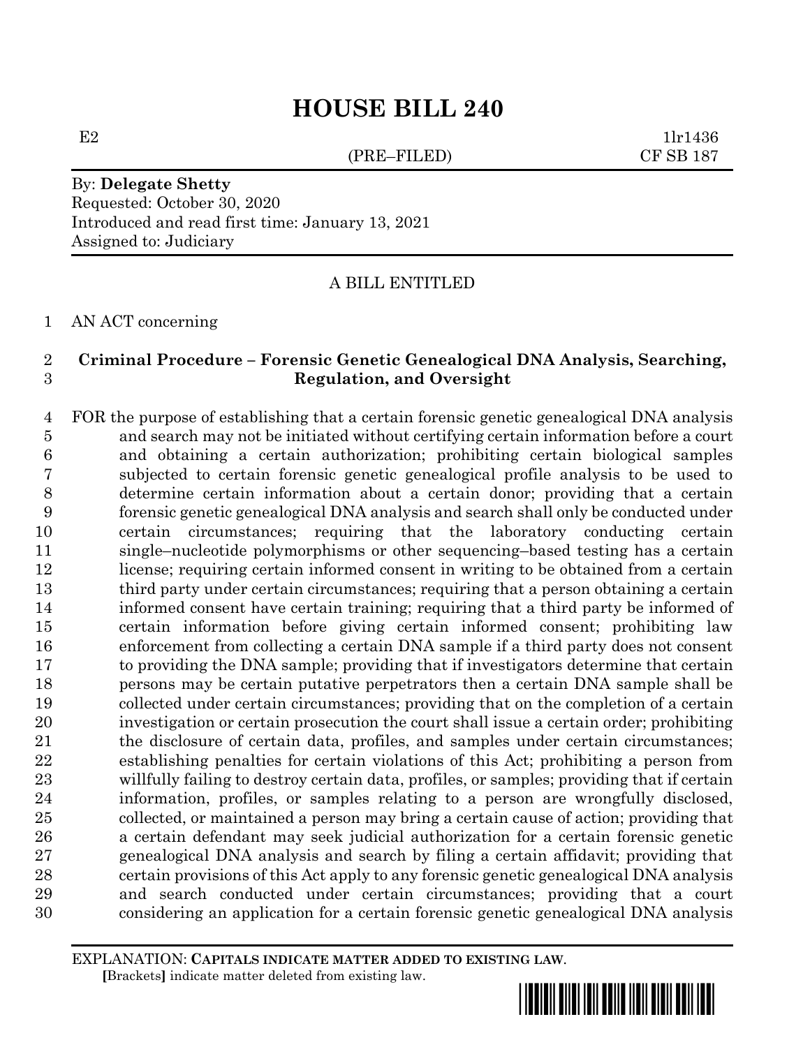# HOUSE BILL 240

E2 (PRE–FILED) 1lr1436
CF SB 187

By: **Delegate Shetty**
Requested: October 30, 2020
Introduced and read first time: January 13, 2021
Assigned to: Judiciary

A BILL ENTITLED

AN ACT concerning

**Criminal Procedure – Forensic Genetic Genealogical DNA Analysis, Searching, Regulation, and Oversight**

FOR the purpose of establishing that a certain forensic genetic genealogical DNA analysis and search may not be initiated without certifying certain information before a court and obtaining a certain authorization; prohibiting certain biological samples subjected to certain forensic genetic genealogical profile analysis to be used to determine certain information about a certain donor; providing that a certain forensic genetic genealogical DNA analysis and search shall only be conducted under certain circumstances; requiring that the laboratory conducting certain single–nucleotide polymorphisms or other sequencing–based testing has a certain license; requiring certain informed consent in writing to be obtained from a certain third party under certain circumstances; requiring that a person obtaining a certain informed consent have certain training; requiring that a third party be informed of certain information before giving certain informed consent; prohibiting law enforcement from collecting a certain DNA sample if a third party does not consent to providing the DNA sample; providing that if investigators determine that certain persons may be certain putative perpetrators then a certain DNA sample shall be collected under certain circumstances; providing that on the completion of a certain investigation or certain prosecution the court shall issue a certain order; prohibiting the disclosure of certain data, profiles, and samples under certain circumstances; establishing penalties for certain violations of this Act; prohibiting a person from willfully failing to destroy certain data, profiles, or samples; providing that if certain information, profiles, or samples relating to a person are wrongfully disclosed, collected, or maintained a person may bring a certain cause of action; providing that a certain defendant may seek judicial authorization for a certain forensic genetic genealogical DNA analysis and search by filing a certain affidavit; providing that certain provisions of this Act apply to any forensic genetic genealogical DNA analysis and search conducted under certain circumstances; providing that a court considering an application for a certain forensic genetic genealogical DNA analysis

EXPLANATION: **CAPITALS INDICATE MATTER ADDED TO EXISTING LAW**.
**[**Brackets**]** indicate matter deleted from existing law.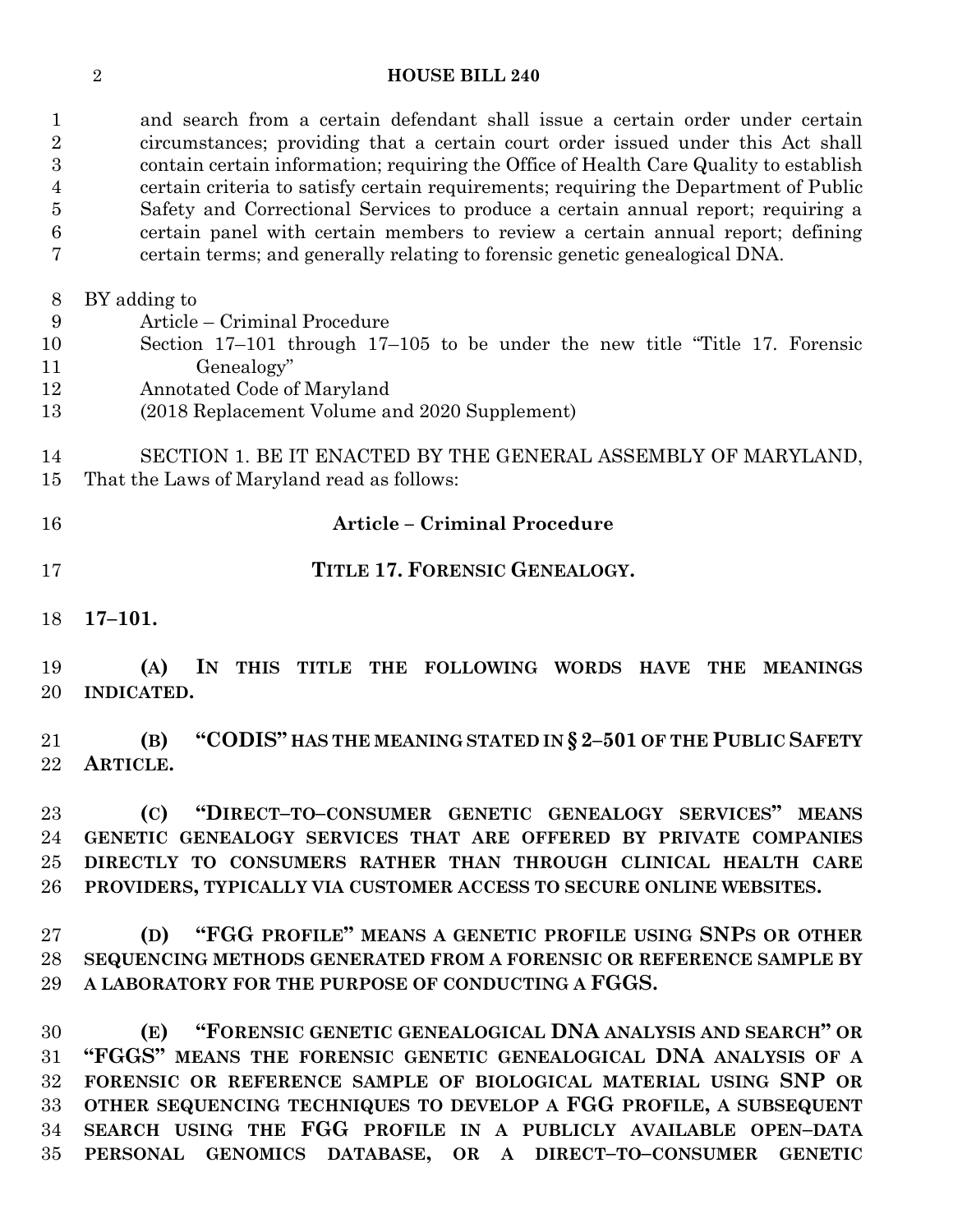and search from a certain defendant shall issue a certain order under certain circumstances; providing that a certain court order issued under this Act shall contain certain information; requiring the Office of Health Care Quality to establish certain criteria to satisfy certain requirements; requiring the Department of Public Safety and Correctional Services to produce a certain annual report; requiring a certain panel with certain members to review a certain annual report; defining certain terms; and generally relating to forensic genetic genealogical DNA.

BY adding to
Article – Criminal Procedure
Section 17–101 through 17–105 to be under the new title "Title 17. Forensic Genealogy"
Annotated Code of Maryland
(2018 Replacement Volume and 2020 Supplement)

SECTION 1. BE IT ENACTED BY THE GENERAL ASSEMBLY OF MARYLAND, That the Laws of Maryland read as follows:

**Article – Criminal Procedure**

**TITLE 17. FORENSIC GENEALOGY.**

**17–101.**

**(A) IN THIS TITLE THE FOLLOWING WORDS HAVE THE MEANINGS INDICATED.**

**(B) "CODIS" HAS THE MEANING STATED IN § 2–501 OF THE PUBLIC SAFETY ARTICLE.**

**(C) "DIRECT–TO–CONSUMER GENETIC GENEALOGY SERVICES" MEANS GENETIC GENEALOGY SERVICES THAT ARE OFFERED BY PRIVATE COMPANIES DIRECTLY TO CONSUMERS RATHER THAN THROUGH CLINICAL HEALTH CARE PROVIDERS, TYPICALLY VIA CUSTOMER ACCESS TO SECURE ONLINE WEBSITES.**

**(D) "FGG PROFILE" MEANS A GENETIC PROFILE USING SNPS OR OTHER SEQUENCING METHODS GENERATED FROM A FORENSIC OR REFERENCE SAMPLE BY A LABORATORY FOR THE PURPOSE OF CONDUCTING A FGGS.**

**(E) "FORENSIC GENETIC GENEALOGICAL DNA ANALYSIS AND SEARCH" OR "FGGS" MEANS THE FORENSIC GENETIC GENEALOGICAL DNA ANALYSIS OF A FORENSIC OR REFERENCE SAMPLE OF BIOLOGICAL MATERIAL USING SNP OR OTHER SEQUENCING TECHNIQUES TO DEVELOP A FGG PROFILE, A SUBSEQUENT SEARCH USING THE FGG PROFILE IN A PUBLICLY AVAILABLE OPEN–DATA PERSONAL GENOMICS DATABASE, OR A DIRECT–TO–CONSUMER GENETIC**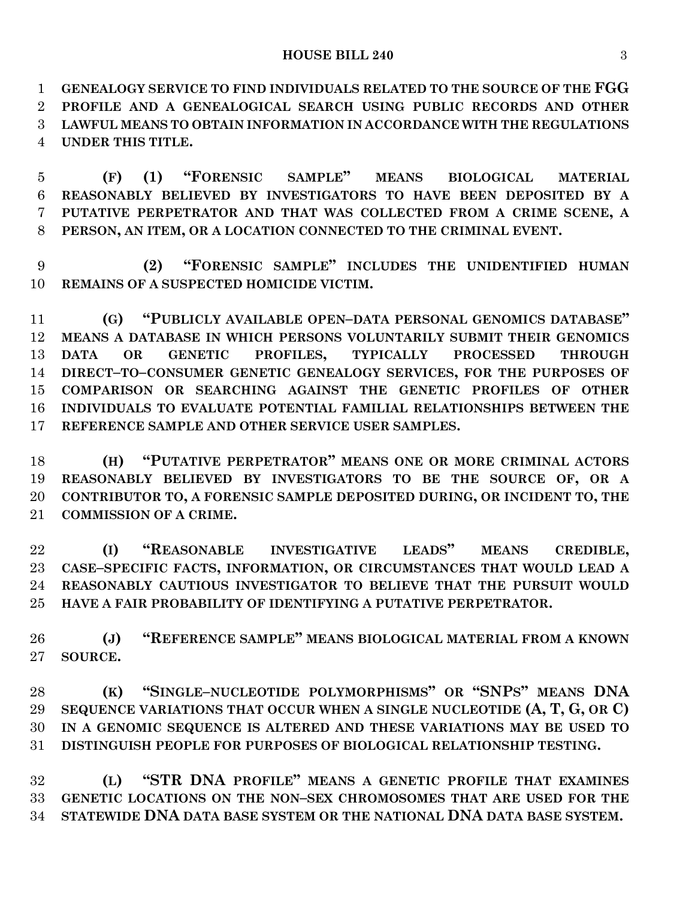GENEALOGY SERVICE TO FIND INDIVIDUALS RELATED TO THE SOURCE OF THE FGG PROFILE AND A GENEALOGICAL SEARCH USING PUBLIC RECORDS AND OTHER LAWFUL MEANS TO OBTAIN INFORMATION IN ACCORDANCE WITH THE REGULATIONS UNDER THIS TITLE.

(F) (1) "FORENSIC SAMPLE" MEANS BIOLOGICAL MATERIAL REASONABLY BELIEVED BY INVESTIGATORS TO HAVE BEEN DEPOSITED BY A PUTATIVE PERPETRATOR AND THAT WAS COLLECTED FROM A CRIME SCENE, A PERSON, AN ITEM, OR A LOCATION CONNECTED TO THE CRIMINAL EVENT.

(2) "FORENSIC SAMPLE" INCLUDES THE UNIDENTIFIED HUMAN REMAINS OF A SUSPECTED HOMICIDE VICTIM.

(G) "PUBLICLY AVAILABLE OPEN–DATA PERSONAL GENOMICS DATABASE" MEANS A DATABASE IN WHICH PERSONS VOLUNTARILY SUBMIT THEIR GENOMICS DATA OR GENETIC PROFILES, TYPICALLY PROCESSED THROUGH DIRECT–TO–CONSUMER GENETIC GENEALOGY SERVICES, FOR THE PURPOSES OF COMPARISON OR SEARCHING AGAINST THE GENETIC PROFILES OF OTHER INDIVIDUALS TO EVALUATE POTENTIAL FAMILIAL RELATIONSHIPS BETWEEN THE REFERENCE SAMPLE AND OTHER SERVICE USER SAMPLES.

(H) "PUTATIVE PERPETRATOR" MEANS ONE OR MORE CRIMINAL ACTORS REASONABLY BELIEVED BY INVESTIGATORS TO BE THE SOURCE OF, OR A CONTRIBUTOR TO, A FORENSIC SAMPLE DEPOSITED DURING, OR INCIDENT TO, THE COMMISSION OF A CRIME.

(I) "REASONABLE INVESTIGATIVE LEADS" MEANS CREDIBLE, CASE–SPECIFIC FACTS, INFORMATION, OR CIRCUMSTANCES THAT WOULD LEAD A REASONABLY CAUTIOUS INVESTIGATOR TO BELIEVE THAT THE PURSUIT WOULD HAVE A FAIR PROBABILITY OF IDENTIFYING A PUTATIVE PERPETRATOR.

(J) "REFERENCE SAMPLE" MEANS BIOLOGICAL MATERIAL FROM A KNOWN SOURCE.

(K) "SINGLE–NUCLEOTIDE POLYMORPHISMS" OR "SNPS" MEANS DNA SEQUENCE VARIATIONS THAT OCCUR WHEN A SINGLE NUCLEOTIDE (A, T, G, OR C) IN A GENOMIC SEQUENCE IS ALTERED AND THESE VARIATIONS MAY BE USED TO DISTINGUISH PEOPLE FOR PURPOSES OF BIOLOGICAL RELATIONSHIP TESTING.

(L) "STR DNA PROFILE" MEANS A GENETIC PROFILE THAT EXAMINES GENETIC LOCATIONS ON THE NON–SEX CHROMOSOMES THAT ARE USED FOR THE STATEWIDE DNA DATA BASE SYSTEM OR THE NATIONAL DNA DATA BASE SYSTEM.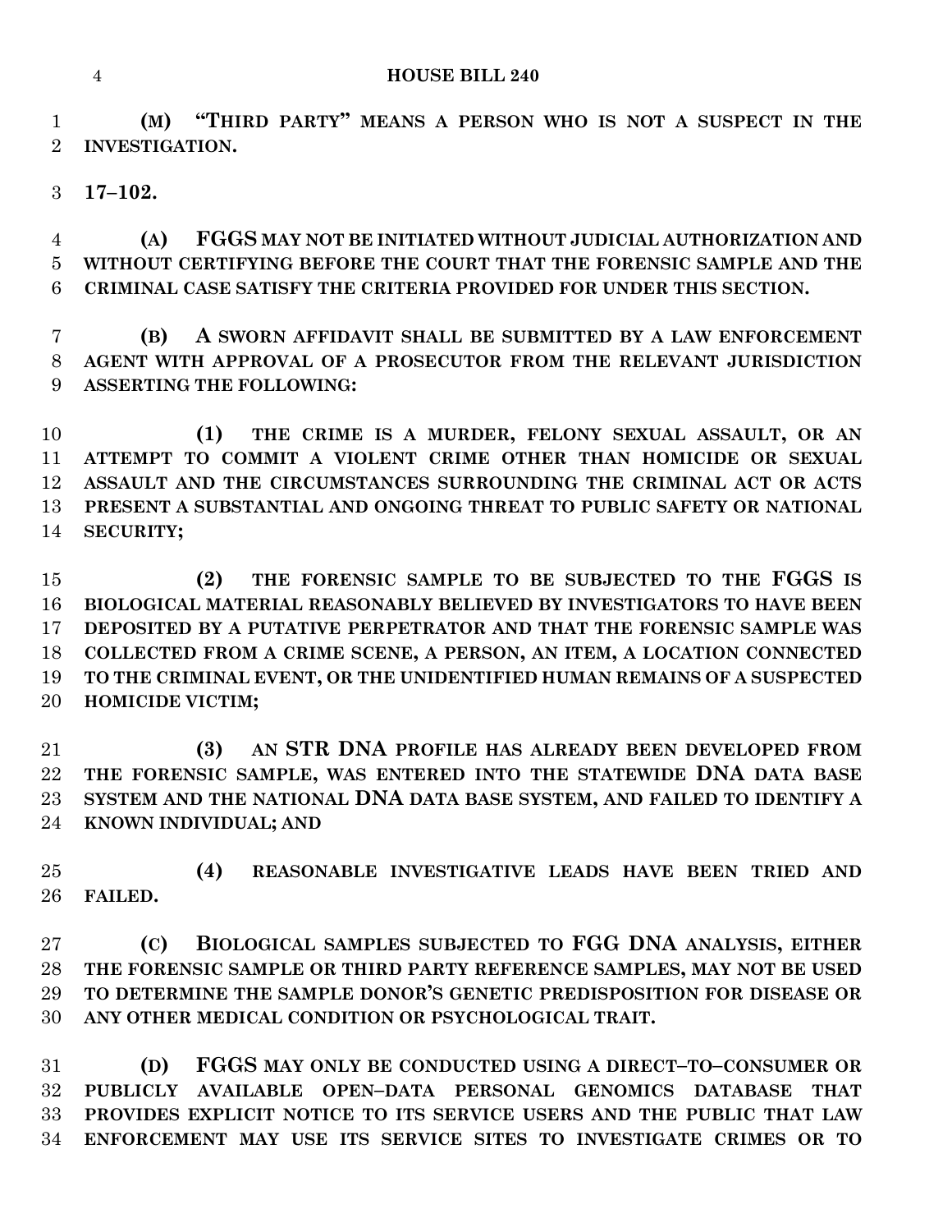**(M) "THIRD PARTY" MEANS A PERSON WHO IS NOT A SUSPECT IN THE INVESTIGATION.**

**17–102.**

**(A) FGGS MAY NOT BE INITIATED WITHOUT JUDICIAL AUTHORIZATION AND WITHOUT CERTIFYING BEFORE THE COURT THAT THE FORENSIC SAMPLE AND THE CRIMINAL CASE SATISFY THE CRITERIA PROVIDED FOR UNDER THIS SECTION.**

**(B) A SWORN AFFIDAVIT SHALL BE SUBMITTED BY A LAW ENFORCEMENT AGENT WITH APPROVAL OF A PROSECUTOR FROM THE RELEVANT JURISDICTION ASSERTING THE FOLLOWING:**

**(1) THE CRIME IS A MURDER, FELONY SEXUAL ASSAULT, OR AN ATTEMPT TO COMMIT A VIOLENT CRIME OTHER THAN HOMICIDE OR SEXUAL ASSAULT AND THE CIRCUMSTANCES SURROUNDING THE CRIMINAL ACT OR ACTS PRESENT A SUBSTANTIAL AND ONGOING THREAT TO PUBLIC SAFETY OR NATIONAL SECURITY;**

**(2) THE FORENSIC SAMPLE TO BE SUBJECTED TO THE FGGS IS BIOLOGICAL MATERIAL REASONABLY BELIEVED BY INVESTIGATORS TO HAVE BEEN DEPOSITED BY A PUTATIVE PERPETRATOR AND THAT THE FORENSIC SAMPLE WAS COLLECTED FROM A CRIME SCENE, A PERSON, AN ITEM, A LOCATION CONNECTED TO THE CRIMINAL EVENT, OR THE UNIDENTIFIED HUMAN REMAINS OF A SUSPECTED HOMICIDE VICTIM;**

**(3) AN STR DNA PROFILE HAS ALREADY BEEN DEVELOPED FROM THE FORENSIC SAMPLE, WAS ENTERED INTO THE STATEWIDE DNA DATA BASE SYSTEM AND THE NATIONAL DNA DATA BASE SYSTEM, AND FAILED TO IDENTIFY A KNOWN INDIVIDUAL; AND**

**(4) REASONABLE INVESTIGATIVE LEADS HAVE BEEN TRIED AND FAILED.**

**(C) BIOLOGICAL SAMPLES SUBJECTED TO FGG DNA ANALYSIS, EITHER THE FORENSIC SAMPLE OR THIRD PARTY REFERENCE SAMPLES, MAY NOT BE USED TO DETERMINE THE SAMPLE DONOR'S GENETIC PREDISPOSITION FOR DISEASE OR ANY OTHER MEDICAL CONDITION OR PSYCHOLOGICAL TRAIT.**

**(D) FGGS MAY ONLY BE CONDUCTED USING A DIRECT–TO–CONSUMER OR PUBLICLY AVAILABLE OPEN–DATA PERSONAL GENOMICS DATABASE THAT PROVIDES EXPLICIT NOTICE TO ITS SERVICE USERS AND THE PUBLIC THAT LAW ENFORCEMENT MAY USE ITS SERVICE SITES TO INVESTIGATE CRIMES OR TO**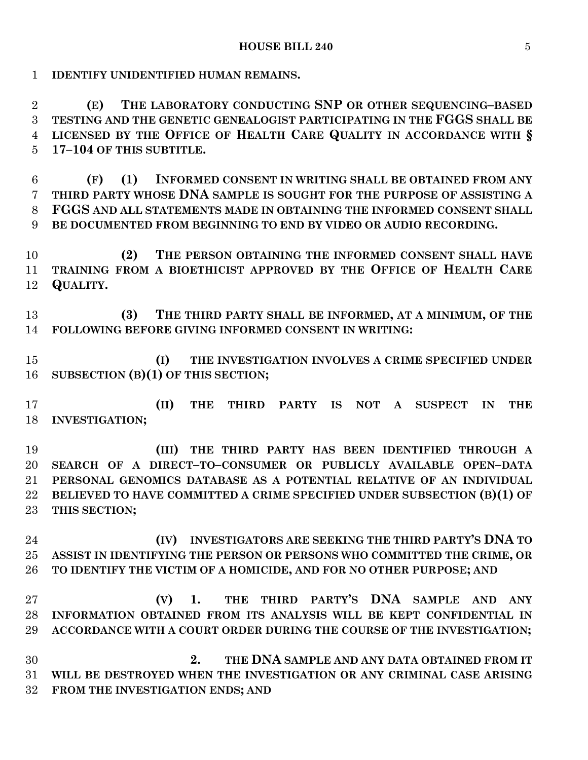**IDENTIFY UNIDENTIFIED HUMAN REMAINS.**

**(E) THE LABORATORY CONDUCTING SNP OR OTHER SEQUENCING–BASED TESTING AND THE GENETIC GENEALOGIST PARTICIPATING IN THE FGGS SHALL BE LICENSED BY THE OFFICE OF HEALTH CARE QUALITY IN ACCORDANCE WITH § 17–104 OF THIS SUBTITLE.**

**(F) (1) INFORMED CONSENT IN WRITING SHALL BE OBTAINED FROM ANY THIRD PARTY WHOSE DNA SAMPLE IS SOUGHT FOR THE PURPOSE OF ASSISTING A FGGS AND ALL STATEMENTS MADE IN OBTAINING THE INFORMED CONSENT SHALL BE DOCUMENTED FROM BEGINNING TO END BY VIDEO OR AUDIO RECORDING.**

**(2) THE PERSON OBTAINING THE INFORMED CONSENT SHALL HAVE TRAINING FROM A BIOETHICIST APPROVED BY THE OFFICE OF HEALTH CARE QUALITY.**

**(3) THE THIRD PARTY SHALL BE INFORMED, AT A MINIMUM, OF THE FOLLOWING BEFORE GIVING INFORMED CONSENT IN WRITING:**

**(I) THE INVESTIGATION INVOLVES A CRIME SPECIFIED UNDER SUBSECTION (B)(1) OF THIS SECTION;**

**(II) THE THIRD PARTY IS NOT A SUSPECT IN THE INVESTIGATION;**

**(III) THE THIRD PARTY HAS BEEN IDENTIFIED THROUGH A SEARCH OF A DIRECT–TO–CONSUMER OR PUBLICLY AVAILABLE OPEN–DATA PERSONAL GENOMICS DATABASE AS A POTENTIAL RELATIVE OF AN INDIVIDUAL BELIEVED TO HAVE COMMITTED A CRIME SPECIFIED UNDER SUBSECTION (B)(1) OF THIS SECTION;**

**(IV) INVESTIGATORS ARE SEEKING THE THIRD PARTY'S DNA TO ASSIST IN IDENTIFYING THE PERSON OR PERSONS WHO COMMITTED THE CRIME, OR TO IDENTIFY THE VICTIM OF A HOMICIDE, AND FOR NO OTHER PURPOSE; AND**

**(V) 1. THE THIRD PARTY'S DNA SAMPLE AND ANY INFORMATION OBTAINED FROM ITS ANALYSIS WILL BE KEPT CONFIDENTIAL IN ACCORDANCE WITH A COURT ORDER DURING THE COURSE OF THE INVESTIGATION;**

**2. THE DNA SAMPLE AND ANY DATA OBTAINED FROM IT WILL BE DESTROYED WHEN THE INVESTIGATION OR ANY CRIMINAL CASE ARISING FROM THE INVESTIGATION ENDS; AND**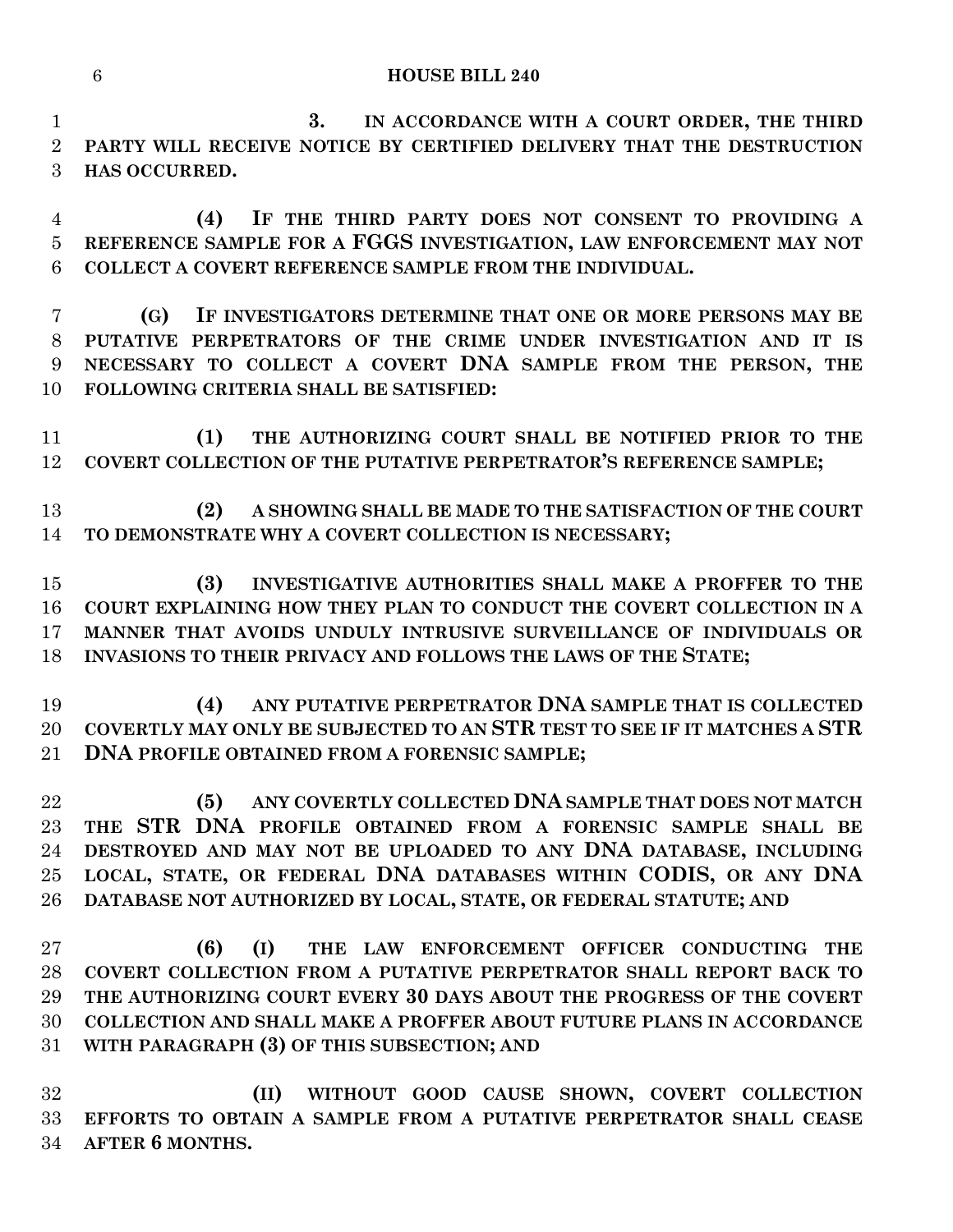3. IN ACCORDANCE WITH A COURT ORDER, THE THIRD PARTY WILL RECEIVE NOTICE BY CERTIFIED DELIVERY THAT THE DESTRUCTION HAS OCCURRED.

(4) IF THE THIRD PARTY DOES NOT CONSENT TO PROVIDING A REFERENCE SAMPLE FOR A FGGS INVESTIGATION, LAW ENFORCEMENT MAY NOT COLLECT A COVERT REFERENCE SAMPLE FROM THE INDIVIDUAL.

(G) IF INVESTIGATORS DETERMINE THAT ONE OR MORE PERSONS MAY BE PUTATIVE PERPETRATORS OF THE CRIME UNDER INVESTIGATION AND IT IS NECESSARY TO COLLECT A COVERT DNA SAMPLE FROM THE PERSON, THE FOLLOWING CRITERIA SHALL BE SATISFIED:

(1) THE AUTHORIZING COURT SHALL BE NOTIFIED PRIOR TO THE COVERT COLLECTION OF THE PUTATIVE PERPETRATOR'S REFERENCE SAMPLE;

(2) A SHOWING SHALL BE MADE TO THE SATISFACTION OF THE COURT TO DEMONSTRATE WHY A COVERT COLLECTION IS NECESSARY;

(3) INVESTIGATIVE AUTHORITIES SHALL MAKE A PROFFER TO THE COURT EXPLAINING HOW THEY PLAN TO CONDUCT THE COVERT COLLECTION IN A MANNER THAT AVOIDS UNDULY INTRUSIVE SURVEILLANCE OF INDIVIDUALS OR INVASIONS TO THEIR PRIVACY AND FOLLOWS THE LAWS OF THE STATE;

(4) ANY PUTATIVE PERPETRATOR DNA SAMPLE THAT IS COLLECTED COVERTLY MAY ONLY BE SUBJECTED TO AN STR TEST TO SEE IF IT MATCHES A STR DNA PROFILE OBTAINED FROM A FORENSIC SAMPLE;

(5) ANY COVERTLY COLLECTED DNA SAMPLE THAT DOES NOT MATCH THE STR DNA PROFILE OBTAINED FROM A FORENSIC SAMPLE SHALL BE DESTROYED AND MAY NOT BE UPLOADED TO ANY DNA DATABASE, INCLUDING LOCAL, STATE, OR FEDERAL DNA DATABASES WITHIN CODIS, OR ANY DNA DATABASE NOT AUTHORIZED BY LOCAL, STATE, OR FEDERAL STATUTE; AND

(6) (I) THE LAW ENFORCEMENT OFFICER CONDUCTING THE COVERT COLLECTION FROM A PUTATIVE PERPETRATOR SHALL REPORT BACK TO THE AUTHORIZING COURT EVERY 30 DAYS ABOUT THE PROGRESS OF THE COVERT COLLECTION AND SHALL MAKE A PROFFER ABOUT FUTURE PLANS IN ACCORDANCE WITH PARAGRAPH (3) OF THIS SUBSECTION; AND

(II) WITHOUT GOOD CAUSE SHOWN, COVERT COLLECTION EFFORTS TO OBTAIN A SAMPLE FROM A PUTATIVE PERPETRATOR SHALL CEASE AFTER 6 MONTHS.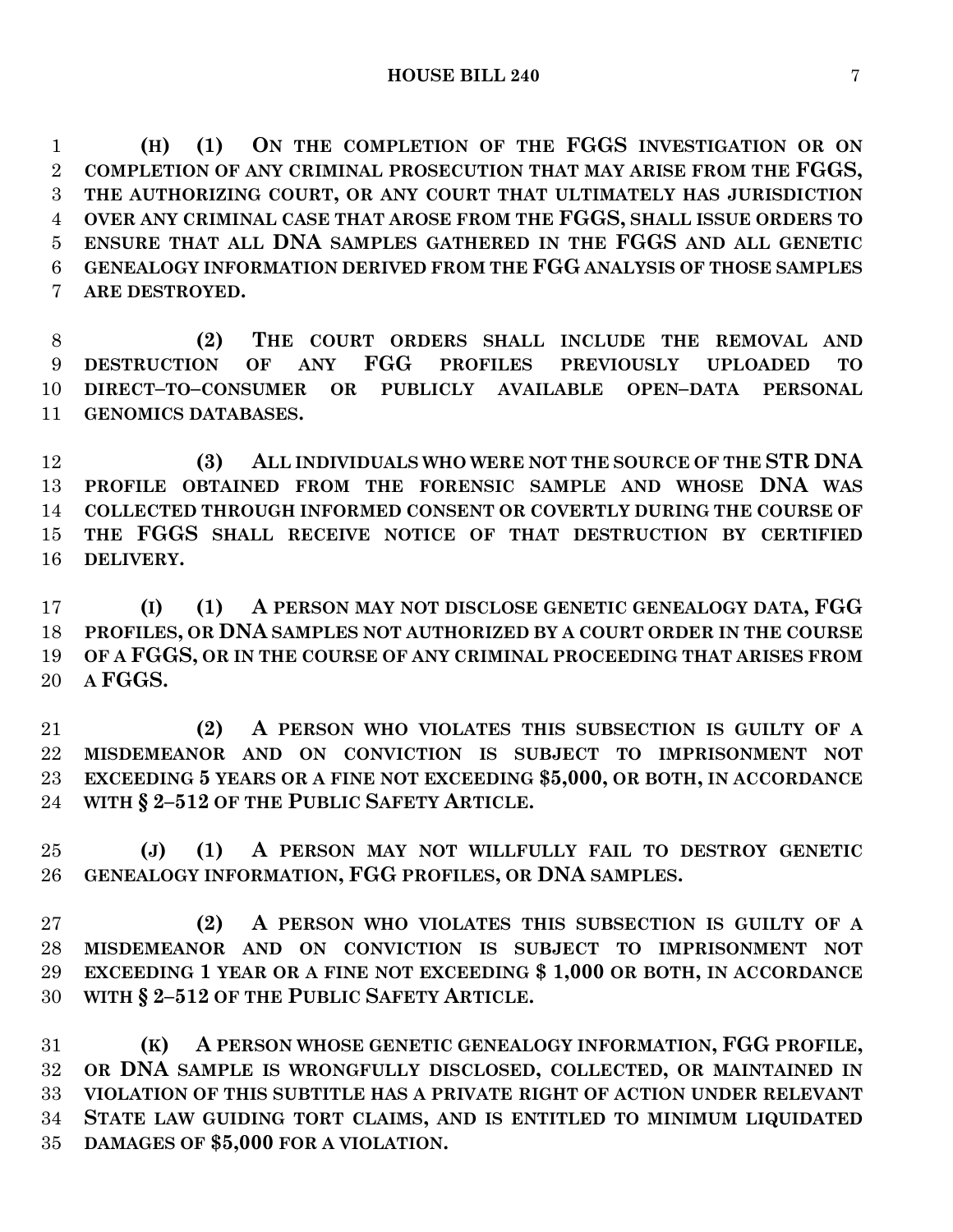**(H) (1) ON THE COMPLETION OF THE FGGS INVESTIGATION OR ON COMPLETION OF ANY CRIMINAL PROSECUTION THAT MAY ARISE FROM THE FGGS, THE AUTHORIZING COURT, OR ANY COURT THAT ULTIMATELY HAS JURISDICTION OVER ANY CRIMINAL CASE THAT AROSE FROM THE FGGS, SHALL ISSUE ORDERS TO ENSURE THAT ALL DNA SAMPLES GATHERED IN THE FGGS AND ALL GENETIC GENEALOGY INFORMATION DERIVED FROM THE FGG ANALYSIS OF THOSE SAMPLES ARE DESTROYED.**

**(2) THE COURT ORDERS SHALL INCLUDE THE REMOVAL AND DESTRUCTION OF ANY FGG PROFILES PREVIOUSLY UPLOADED TO DIRECT–TO–CONSUMER OR PUBLICLY AVAILABLE OPEN–DATA PERSONAL GENOMICS DATABASES.**

**(3) ALL INDIVIDUALS WHO WERE NOT THE SOURCE OF THE STR DNA PROFILE OBTAINED FROM THE FORENSIC SAMPLE AND WHOSE DNA WAS COLLECTED THROUGH INFORMED CONSENT OR COVERTLY DURING THE COURSE OF THE FGGS SHALL RECEIVE NOTICE OF THAT DESTRUCTION BY CERTIFIED DELIVERY.**

**(I) (1) A PERSON MAY NOT DISCLOSE GENETIC GENEALOGY DATA, FGG PROFILES, OR DNA SAMPLES NOT AUTHORIZED BY A COURT ORDER IN THE COURSE OF A FGGS, OR IN THE COURSE OF ANY CRIMINAL PROCEEDING THAT ARISES FROM A FGGS.**

**(2) A PERSON WHO VIOLATES THIS SUBSECTION IS GUILTY OF A MISDEMEANOR AND ON CONVICTION IS SUBJECT TO IMPRISONMENT NOT EXCEEDING 5 YEARS OR A FINE NOT EXCEEDING $5,000, OR BOTH, IN ACCORDANCE WITH § 2–512 OF THE PUBLIC SAFETY ARTICLE.**

**(J) (1) A PERSON MAY NOT WILLFULLY FAIL TO DESTROY GENETIC GENEALOGY INFORMATION, FGG PROFILES, OR DNA SAMPLES.**

**(2) A PERSON WHO VIOLATES THIS SUBSECTION IS GUILTY OF A MISDEMEANOR AND ON CONVICTION IS SUBJECT TO IMPRISONMENT NOT EXCEEDING 1 YEAR OR A FINE NOT EXCEEDING $ 1,000 OR BOTH, IN ACCORDANCE WITH § 2–512 OF THE PUBLIC SAFETY ARTICLE.**

**(K) A PERSON WHOSE GENETIC GENEALOGY INFORMATION, FGG PROFILE, OR DNA SAMPLE IS WRONGFULLY DISCLOSED, COLLECTED, OR MAINTAINED IN VIOLATION OF THIS SUBTITLE HAS A PRIVATE RIGHT OF ACTION UNDER RELEVANT STATE LAW GUIDING TORT CLAIMS, AND IS ENTITLED TO MINIMUM LIQUIDATED DAMAGES OF $5,000 FOR A VIOLATION.**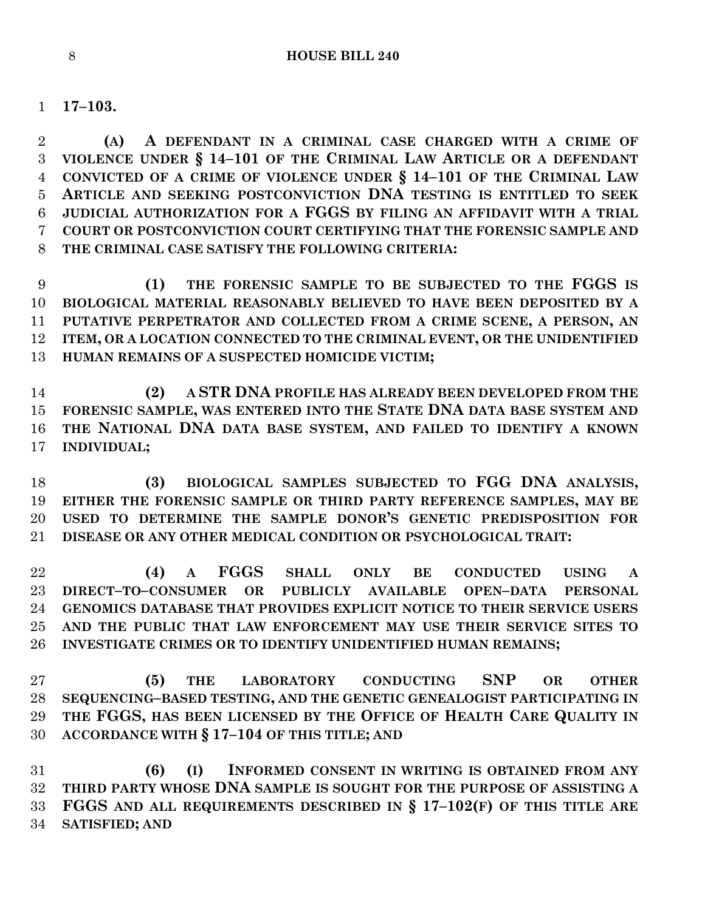**17–103.**

**(A) A DEFENDANT IN A CRIMINAL CASE CHARGED WITH A CRIME OF VIOLENCE UNDER § 14–101 OF THE CRIMINAL LAW ARTICLE OR A DEFENDANT CONVICTED OF A CRIME OF VIOLENCE UNDER § 14–101 OF THE CRIMINAL LAW ARTICLE AND SEEKING POSTCONVICTION DNA TESTING IS ENTITLED TO SEEK JUDICIAL AUTHORIZATION FOR A FGGS BY FILING AN AFFIDAVIT WITH A TRIAL COURT OR POSTCONVICTION COURT CERTIFYING THAT THE FORENSIC SAMPLE AND THE CRIMINAL CASE SATISFY THE FOLLOWING CRITERIA:**

**(1) THE FORENSIC SAMPLE TO BE SUBJECTED TO THE FGGS IS BIOLOGICAL MATERIAL REASONABLY BELIEVED TO HAVE BEEN DEPOSITED BY A PUTATIVE PERPETRATOR AND COLLECTED FROM A CRIME SCENE, A PERSON, AN ITEM, OR A LOCATION CONNECTED TO THE CRIMINAL EVENT, OR THE UNIDENTIFIED HUMAN REMAINS OF A SUSPECTED HOMICIDE VICTIM;**

**(2) A STR DNA PROFILE HAS ALREADY BEEN DEVELOPED FROM THE FORENSIC SAMPLE, WAS ENTERED INTO THE STATE DNA DATA BASE SYSTEM AND THE NATIONAL DNA DATA BASE SYSTEM, AND FAILED TO IDENTIFY A KNOWN INDIVIDUAL;**

**(3) BIOLOGICAL SAMPLES SUBJECTED TO FGG DNA ANALYSIS, EITHER THE FORENSIC SAMPLE OR THIRD PARTY REFERENCE SAMPLES, MAY BE USED TO DETERMINE THE SAMPLE DONOR'S GENETIC PREDISPOSITION FOR DISEASE OR ANY OTHER MEDICAL CONDITION OR PSYCHOLOGICAL TRAIT:**

**(4) A FGGS SHALL ONLY BE CONDUCTED USING A DIRECT–TO–CONSUMER OR PUBLICLY AVAILABLE OPEN–DATA PERSONAL GENOMICS DATABASE THAT PROVIDES EXPLICIT NOTICE TO THEIR SERVICE USERS AND THE PUBLIC THAT LAW ENFORCEMENT MAY USE THEIR SERVICE SITES TO INVESTIGATE CRIMES OR TO IDENTIFY UNIDENTIFIED HUMAN REMAINS;**

**(5) THE LABORATORY CONDUCTING SNP OR OTHER SEQUENCING–BASED TESTING, AND THE GENETIC GENEALOGIST PARTICIPATING IN THE FGGS, HAS BEEN LICENSED BY THE OFFICE OF HEALTH CARE QUALITY IN ACCORDANCE WITH § 17–104 OF THIS TITLE; AND**

**(6) (I) INFORMED CONSENT IN WRITING IS OBTAINED FROM ANY THIRD PARTY WHOSE DNA SAMPLE IS SOUGHT FOR THE PURPOSE OF ASSISTING A FGGS AND ALL REQUIREMENTS DESCRIBED IN § 17–102(F) OF THIS TITLE ARE SATISFIED; AND**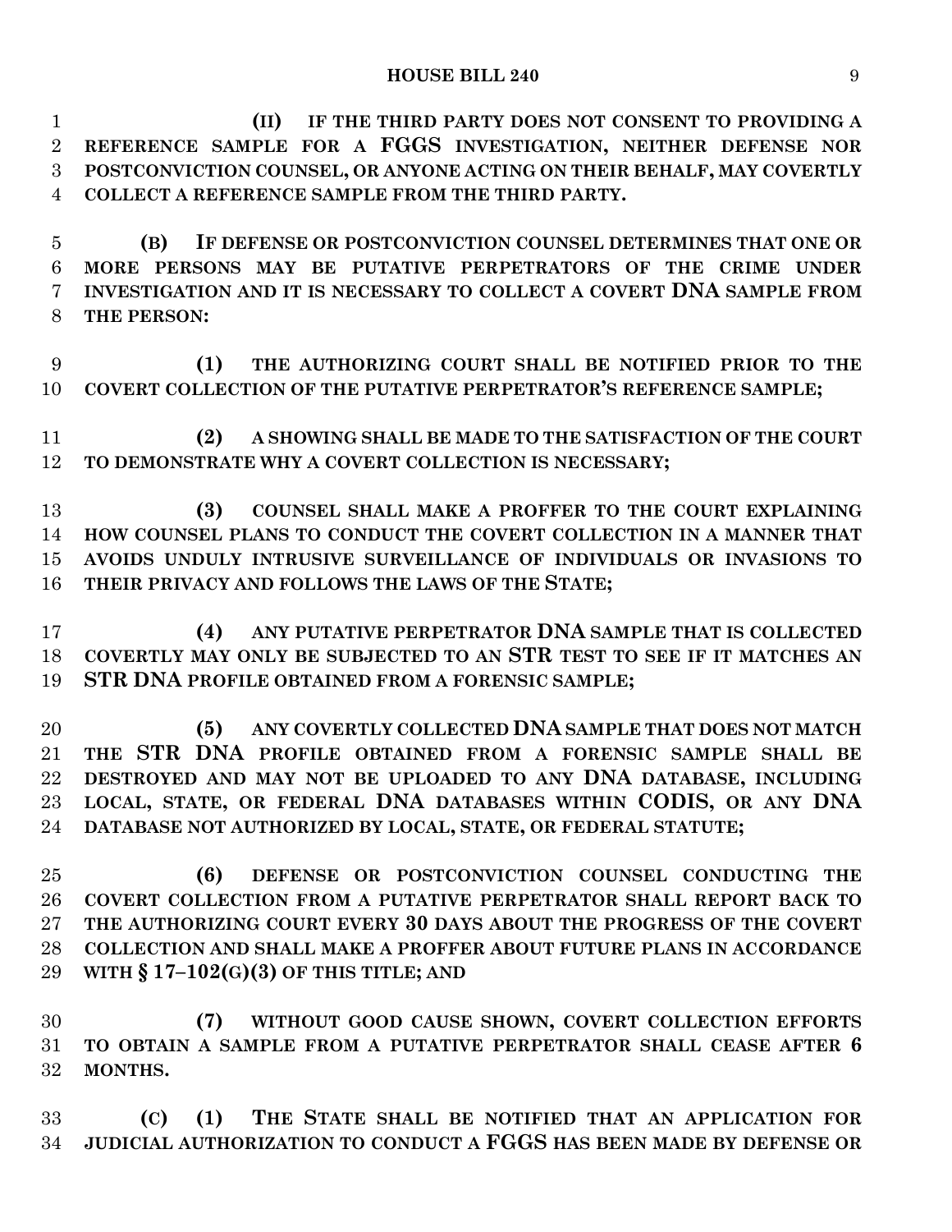**(II) IF THE THIRD PARTY DOES NOT CONSENT TO PROVIDING A REFERENCE SAMPLE FOR A FGGS INVESTIGATION, NEITHER DEFENSE NOR POSTCONVICTION COUNSEL, OR ANYONE ACTING ON THEIR BEHALF, MAY COVERTLY COLLECT A REFERENCE SAMPLE FROM THE THIRD PARTY.**

**(B) IF DEFENSE OR POSTCONVICTION COUNSEL DETERMINES THAT ONE OR MORE PERSONS MAY BE PUTATIVE PERPETRATORS OF THE CRIME UNDER INVESTIGATION AND IT IS NECESSARY TO COLLECT A COVERT DNA SAMPLE FROM THE PERSON:**

**(1) THE AUTHORIZING COURT SHALL BE NOTIFIED PRIOR TO THE COVERT COLLECTION OF THE PUTATIVE PERPETRATOR'S REFERENCE SAMPLE;**

**(2) A SHOWING SHALL BE MADE TO THE SATISFACTION OF THE COURT TO DEMONSTRATE WHY A COVERT COLLECTION IS NECESSARY;**

**(3) COUNSEL SHALL MAKE A PROFFER TO THE COURT EXPLAINING HOW COUNSEL PLANS TO CONDUCT THE COVERT COLLECTION IN A MANNER THAT AVOIDS UNDULY INTRUSIVE SURVEILLANCE OF INDIVIDUALS OR INVASIONS TO THEIR PRIVACY AND FOLLOWS THE LAWS OF THE STATE;**

**(4) ANY PUTATIVE PERPETRATOR DNA SAMPLE THAT IS COLLECTED COVERTLY MAY ONLY BE SUBJECTED TO AN STR TEST TO SEE IF IT MATCHES AN STR DNA PROFILE OBTAINED FROM A FORENSIC SAMPLE;**

**(5) ANY COVERTLY COLLECTED DNA SAMPLE THAT DOES NOT MATCH THE STR DNA PROFILE OBTAINED FROM A FORENSIC SAMPLE SHALL BE DESTROYED AND MAY NOT BE UPLOADED TO ANY DNA DATABASE, INCLUDING LOCAL, STATE, OR FEDERAL DNA DATABASES WITHIN CODIS, OR ANY DNA DATABASE NOT AUTHORIZED BY LOCAL, STATE, OR FEDERAL STATUTE;**

**(6) DEFENSE OR POSTCONVICTION COUNSEL CONDUCTING THE COVERT COLLECTION FROM A PUTATIVE PERPETRATOR SHALL REPORT BACK TO THE AUTHORIZING COURT EVERY 30 DAYS ABOUT THE PROGRESS OF THE COVERT COLLECTION AND SHALL MAKE A PROFFER ABOUT FUTURE PLANS IN ACCORDANCE WITH § 17–102(G)(3) OF THIS TITLE; AND**

**(7) WITHOUT GOOD CAUSE SHOWN, COVERT COLLECTION EFFORTS TO OBTAIN A SAMPLE FROM A PUTATIVE PERPETRATOR SHALL CEASE AFTER 6 MONTHS.**

**(C) (1) THE STATE SHALL BE NOTIFIED THAT AN APPLICATION FOR JUDICIAL AUTHORIZATION TO CONDUCT A FGGS HAS BEEN MADE BY DEFENSE OR**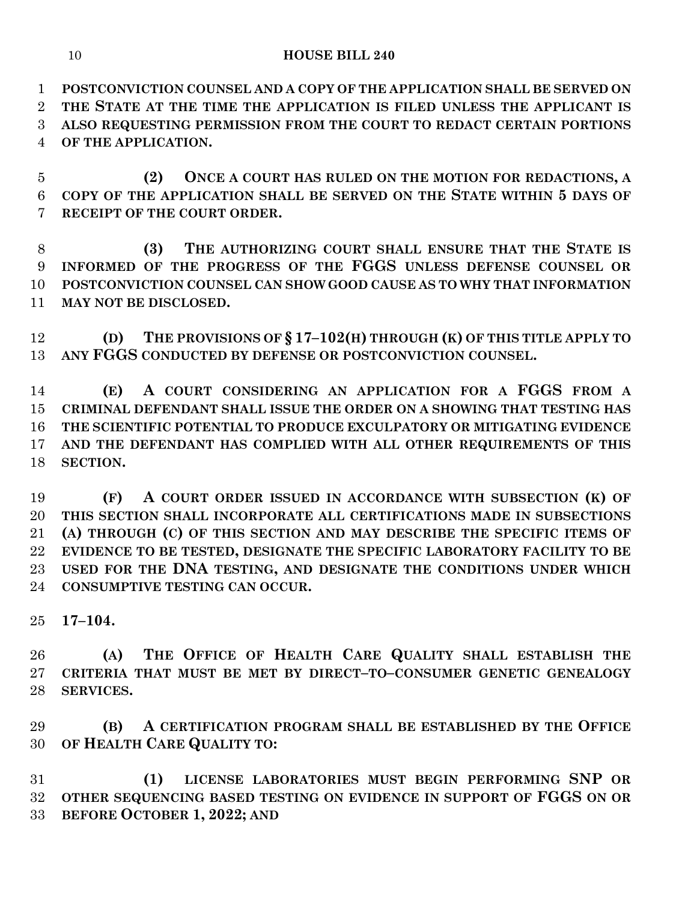**POSTCONVICTION COUNSEL AND A COPY OF THE APPLICATION SHALL BE SERVED ON THE STATE AT THE TIME THE APPLICATION IS FILED UNLESS THE APPLICANT IS ALSO REQUESTING PERMISSION FROM THE COURT TO REDACT CERTAIN PORTIONS OF THE APPLICATION.**

**(2) ONCE A COURT HAS RULED ON THE MOTION FOR REDACTIONS, A COPY OF THE APPLICATION SHALL BE SERVED ON THE STATE WITHIN 5 DAYS OF RECEIPT OF THE COURT ORDER.**

**(3) THE AUTHORIZING COURT SHALL ENSURE THAT THE STATE IS INFORMED OF THE PROGRESS OF THE FGGS UNLESS DEFENSE COUNSEL OR POSTCONVICTION COUNSEL CAN SHOW GOOD CAUSE AS TO WHY THAT INFORMATION MAY NOT BE DISCLOSED.**

**(D) THE PROVISIONS OF § 17–102(H) THROUGH (K) OF THIS TITLE APPLY TO ANY FGGS CONDUCTED BY DEFENSE OR POSTCONVICTION COUNSEL.**

**(E) A COURT CONSIDERING AN APPLICATION FOR A FGGS FROM A CRIMINAL DEFENDANT SHALL ISSUE THE ORDER ON A SHOWING THAT TESTING HAS THE SCIENTIFIC POTENTIAL TO PRODUCE EXCULPATORY OR MITIGATING EVIDENCE AND THE DEFENDANT HAS COMPLIED WITH ALL OTHER REQUIREMENTS OF THIS SECTION.**

**(F) A COURT ORDER ISSUED IN ACCORDANCE WITH SUBSECTION (K) OF THIS SECTION SHALL INCORPORATE ALL CERTIFICATIONS MADE IN SUBSECTIONS (A) THROUGH (C) OF THIS SECTION AND MAY DESCRIBE THE SPECIFIC ITEMS OF EVIDENCE TO BE TESTED, DESIGNATE THE SPECIFIC LABORATORY FACILITY TO BE USED FOR THE DNA TESTING, AND DESIGNATE THE CONDITIONS UNDER WHICH CONSUMPTIVE TESTING CAN OCCUR.**

**17–104.**

**(A) THE OFFICE OF HEALTH CARE QUALITY SHALL ESTABLISH THE CRITERIA THAT MUST BE MET BY DIRECT–TO–CONSUMER GENETIC GENEALOGY SERVICES.**

**(B) A CERTIFICATION PROGRAM SHALL BE ESTABLISHED BY THE OFFICE OF HEALTH CARE QUALITY TO:**

**(1) LICENSE LABORATORIES MUST BEGIN PERFORMING SNP OR OTHER SEQUENCING BASED TESTING ON EVIDENCE IN SUPPORT OF FGGS ON OR BEFORE OCTOBER 1, 2022; AND**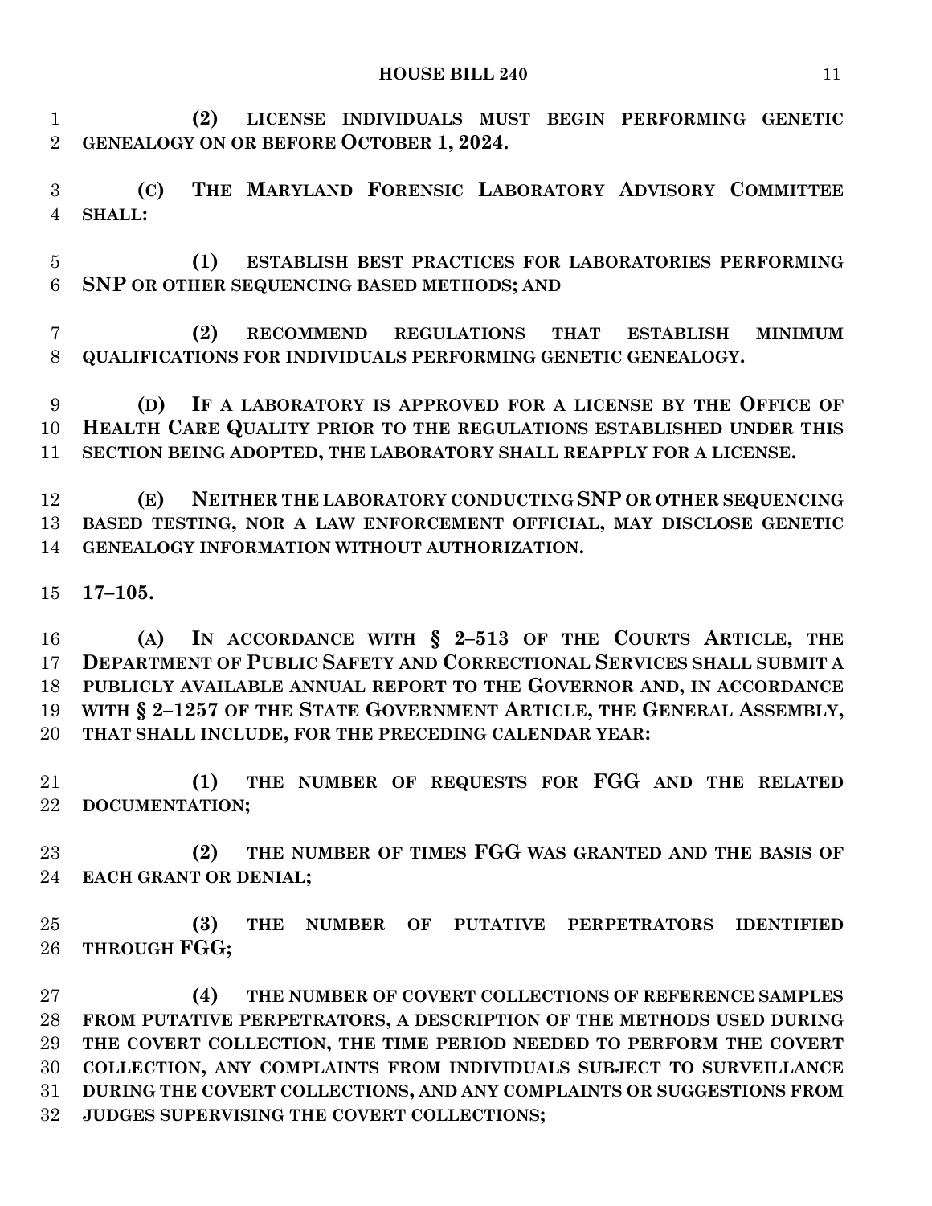**(2) LICENSE INDIVIDUALS MUST BEGIN PERFORMING GENETIC GENEALOGY ON OR BEFORE OCTOBER 1, 2024.**

**(C) THE MARYLAND FORENSIC LABORATORY ADVISORY COMMITTEE SHALL:**

**(1) ESTABLISH BEST PRACTICES FOR LABORATORIES PERFORMING SNP OR OTHER SEQUENCING BASED METHODS; AND**

**(2) RECOMMEND REGULATIONS THAT ESTABLISH MINIMUM QUALIFICATIONS FOR INDIVIDUALS PERFORMING GENETIC GENEALOGY.**

**(D) IF A LABORATORY IS APPROVED FOR A LICENSE BY THE OFFICE OF HEALTH CARE QUALITY PRIOR TO THE REGULATIONS ESTABLISHED UNDER THIS SECTION BEING ADOPTED, THE LABORATORY SHALL REAPPLY FOR A LICENSE.**

**(E) NEITHER THE LABORATORY CONDUCTING SNP OR OTHER SEQUENCING BASED TESTING, NOR A LAW ENFORCEMENT OFFICIAL, MAY DISCLOSE GENETIC GENEALOGY INFORMATION WITHOUT AUTHORIZATION.**

**17–105.**

**(A) IN ACCORDANCE WITH § 2–513 OF THE COURTS ARTICLE, THE DEPARTMENT OF PUBLIC SAFETY AND CORRECTIONAL SERVICES SHALL SUBMIT A PUBLICLY AVAILABLE ANNUAL REPORT TO THE GOVERNOR AND, IN ACCORDANCE WITH § 2–1257 OF THE STATE GOVERNMENT ARTICLE, THE GENERAL ASSEMBLY, THAT SHALL INCLUDE, FOR THE PRECEDING CALENDAR YEAR:**

**(1) THE NUMBER OF REQUESTS FOR FGG AND THE RELATED DOCUMENTATION;**

**(2) THE NUMBER OF TIMES FGG WAS GRANTED AND THE BASIS OF EACH GRANT OR DENIAL;**

**(3) THE NUMBER OF PUTATIVE PERPETRATORS IDENTIFIED THROUGH FGG;**

**(4) THE NUMBER OF COVERT COLLECTIONS OF REFERENCE SAMPLES FROM PUTATIVE PERPETRATORS, A DESCRIPTION OF THE METHODS USED DURING THE COVERT COLLECTION, THE TIME PERIOD NEEDED TO PERFORM THE COVERT COLLECTION, ANY COMPLAINTS FROM INDIVIDUALS SUBJECT TO SURVEILLANCE DURING THE COVERT COLLECTIONS, AND ANY COMPLAINTS OR SUGGESTIONS FROM JUDGES SUPERVISING THE COVERT COLLECTIONS;**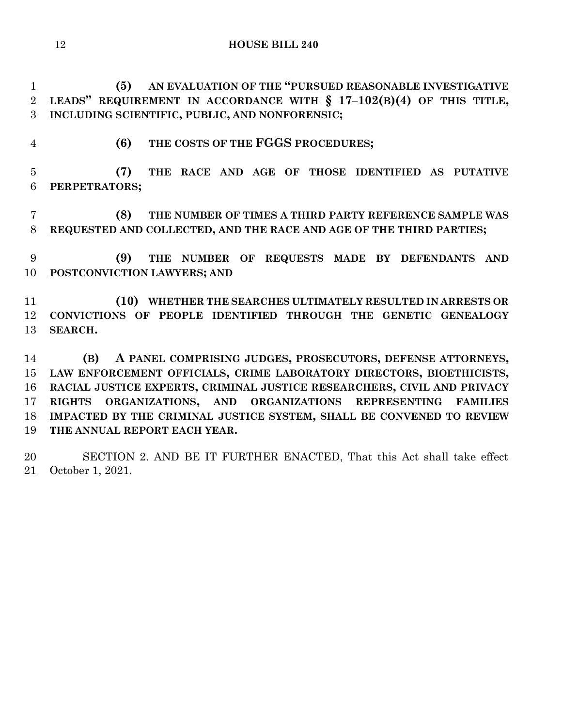**(5) AN EVALUATION OF THE "PURSUED REASONABLE INVESTIGATIVE LEADS" REQUIREMENT IN ACCORDANCE WITH § 17–102(B)(4) OF THIS TITLE, INCLUDING SCIENTIFIC, PUBLIC, AND NONFORENSIC;**

**(6) THE COSTS OF THE FGGS PROCEDURES;**

**(7) THE RACE AND AGE OF THOSE IDENTIFIED AS PUTATIVE PERPETRATORS;**

**(8) THE NUMBER OF TIMES A THIRD PARTY REFERENCE SAMPLE WAS REQUESTED AND COLLECTED, AND THE RACE AND AGE OF THE THIRD PARTIES;**

**(9) THE NUMBER OF REQUESTS MADE BY DEFENDANTS AND POSTCONVICTION LAWYERS; AND**

**(10) WHETHER THE SEARCHES ULTIMATELY RESULTED IN ARRESTS OR CONVICTIONS OF PEOPLE IDENTIFIED THROUGH THE GENETIC GENEALOGY SEARCH.**

**(B) A PANEL COMPRISING JUDGES, PROSECUTORS, DEFENSE ATTORNEYS, LAW ENFORCEMENT OFFICIALS, CRIME LABORATORY DIRECTORS, BIOETHICISTS, RACIAL JUSTICE EXPERTS, CRIMINAL JUSTICE RESEARCHERS, CIVIL AND PRIVACY RIGHTS ORGANIZATIONS, AND ORGANIZATIONS REPRESENTING FAMILIES IMPACTED BY THE CRIMINAL JUSTICE SYSTEM, SHALL BE CONVENED TO REVIEW THE ANNUAL REPORT EACH YEAR.**

SECTION 2. AND BE IT FURTHER ENACTED, That this Act shall take effect October 1, 2021.